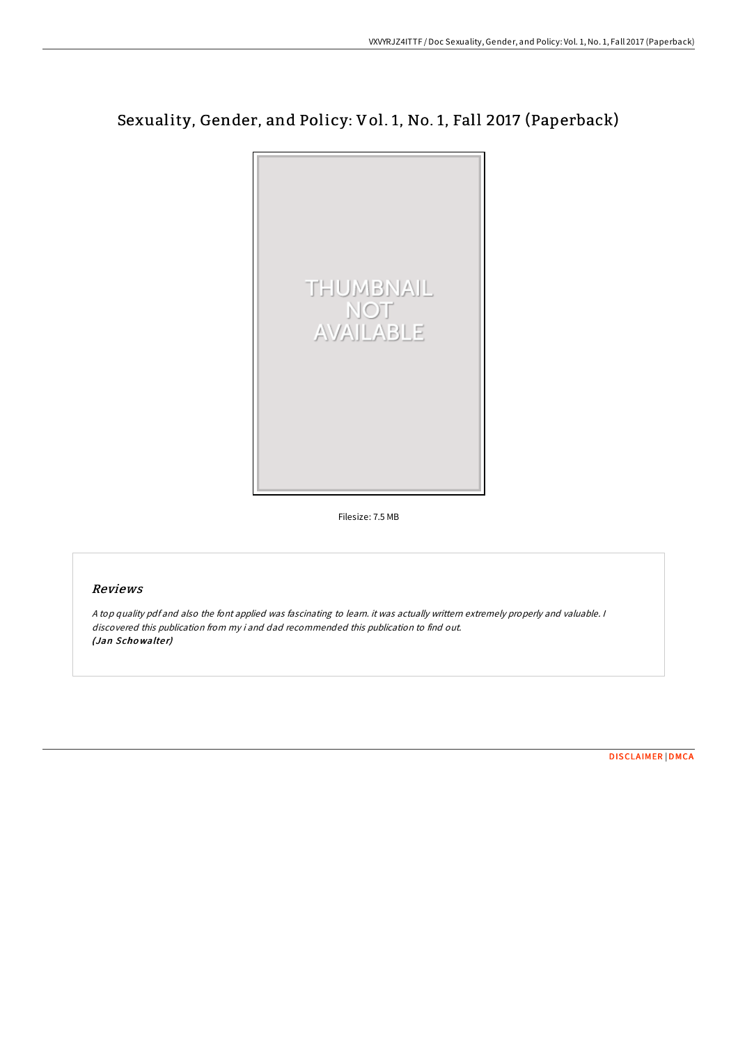# Sexuality, Gender, and Policy: Vol. 1, No. 1, Fall 2017 (Paperback)

Filesize: 7.5 MB

## Reviews

*A top quality pdf and also the font applied was fascinating to learn. it was actually writtern extremely properly and valuable. I discovered this publication from my i and dad recommended this publication to find out.*
*(Jan Schowalter)*

DISCLAIMER | DMCA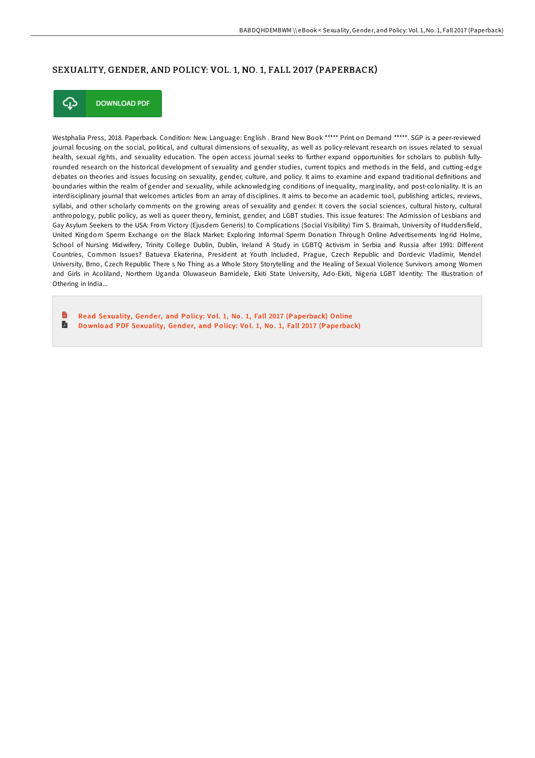# SEXUALITY, GENDER, AND POLICY: VOL. 1, NO. 1, FALL 2017 (PAPERBACK)

DOWNLOAD PDF

Westphalia Press, 2018. Paperback. Condition: New. Language: English . Brand New Book ***** Print on Demand *****. SGP is a peer-reviewed journal focusing on the social, political, and cultural dimensions of sexuality, as well as policy-relevant research on issues related to sexual health, sexual rights, and sexuality education. The open access journal seeks to further expand opportunities for scholars to publish fully-rounded research on the historical development of sexuality and gender studies, current topics and methods in the field, and cutting-edge debates on theories and issues focusing on sexuality, gender, culture, and policy. It aims to examine and expand traditional definitions and boundaries within the realm of gender and sexuality, while acknowledging conditions of inequality, marginality, and post-coloniality. It is an interdisciplinary journal that welcomes articles from an array of disciplines. It aims to become an academic tool, publishing articles, reviews, syllabi, and other scholarly comments on the growing areas of sexuality and gender. It covers the social sciences, cultural history, cultural anthropology, public policy, as well as queer theory, feminist, gender, and LGBT studies. This issue features: The Admission of Lesbians and Gay Asylum Seekers to the USA: From Victory (Ejusdem Generis) to Complications (Social Visibility) Tim S. Braimah, University of Huddersfield, United Kingdom Sperm Exchange on the Black Market: Exploring Informal Sperm Donation Through Online Advertisements Ingrid Holme, School of Nursing Midwifery, Trinity College Dublin, Dublin, Ireland A Study in LGBTQ Activism in Serbia and Russia after 1991: Different Countries, Common Issues? Batueva Ekaterina, President at Youth Included, Prague, Czech Republic and Dordevic Vladimir, Mendel University, Brno, Czech Republic There s No Thing as a Whole Story Storytelling and the Healing of Sexual Violence Survivors among Women and Girls in Acoliland, Northern Uganda Oluwaseun Bamidele, Ekiti State University, Ado-Ekiti, Nigeria LGBT Identity: The Illustration of Othering in India...

Read Sexuality, Gender, and Policy: Vol. 1, No. 1, Fall 2017 (Paperback) Online

Download PDF Sexuality, Gender, and Policy: Vol. 1, No. 1, Fall 2017 (Paperback)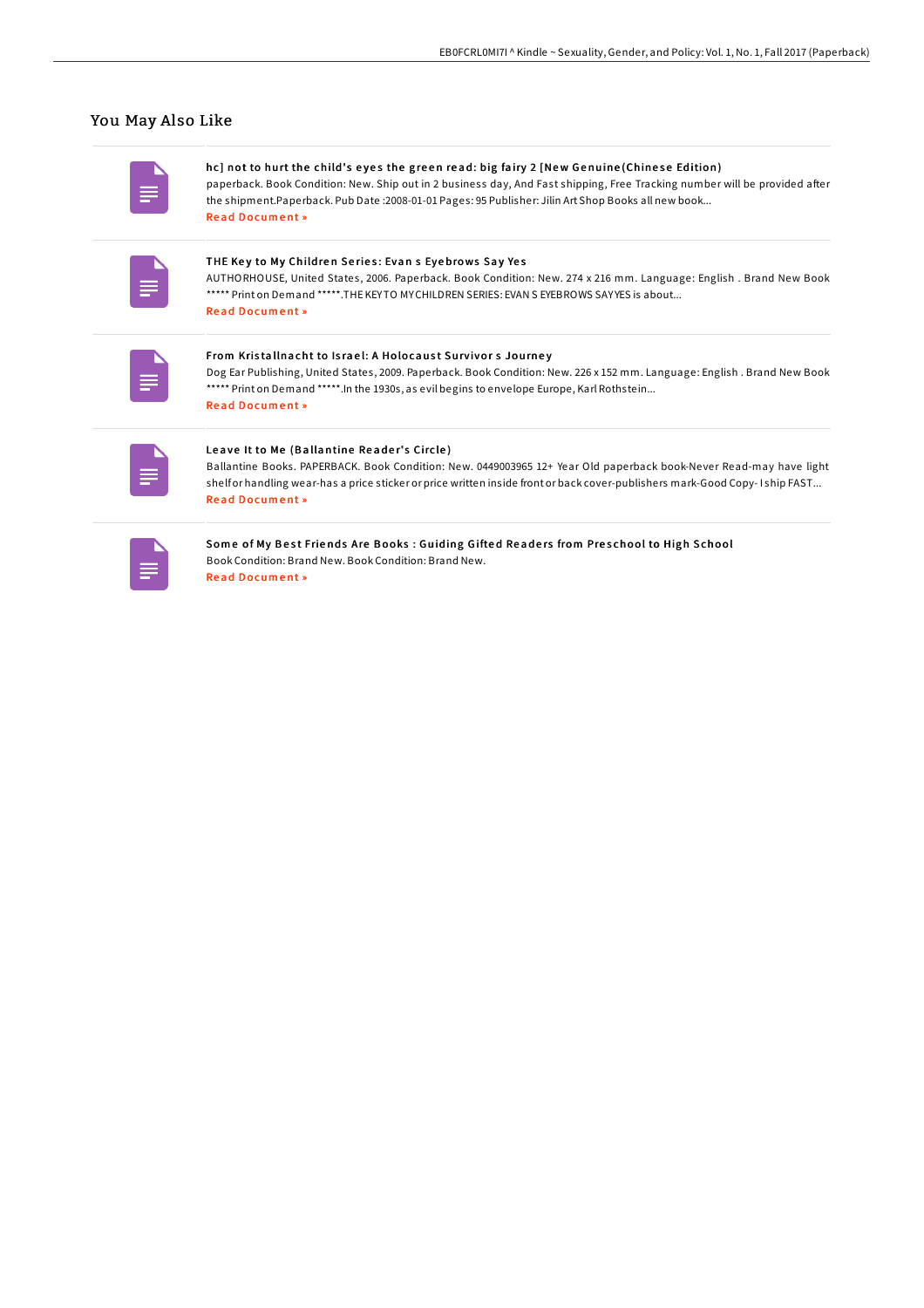## You May Also Like

**hc] not to hurt the child's eyes the green read: big fairy 2 [New Genuine(Chinese Edition)**

paperback. Book Condition: New. Ship out in 2 business day, And Fast shipping, Free Tracking number will be provided after the shipment.Paperback. Pub Date :2008-01-01 Pages: 95 Publisher: Jilin Art Shop Books all new book...

Read Document »

**THE Key to My Children Series: Evan s Eyebrows Say Yes**

AUTHORHOUSE, United States, 2006. Paperback. Book Condition: New. 274 x 216 mm. Language: English . Brand New Book ***** Print on Demand *****.THE KEY TO MY CHILDREN SERIES: EVAN S EYEBROWS SAY YES is about...

Read Document »

**From Kristallnacht to Israel: A Holocaust Survivor s Journey**

Dog Ear Publishing, United States, 2009. Paperback. Book Condition: New. 226 x 152 mm. Language: English . Brand New Book ***** Print on Demand *****.In the 1930s, as evil begins to envelope Europe, Karl Rothstein...

Read Document »

**Leave It to Me (Ballantine Reader's Circle)**

Ballantine Books. PAPERBACK. Book Condition: New. 0449003965 12+ Year Old paperback book-Never Read-may have light shelf or handling wear-has a price sticker or price written inside front or back cover-publishers mark-Good Copy- I ship FAST...

Read Document »

**Some of My Best Friends Are Books : Guiding Gifted Readers from Preschool to High School**

Book Condition: Brand New. Book Condition: Brand New.

Read Document »